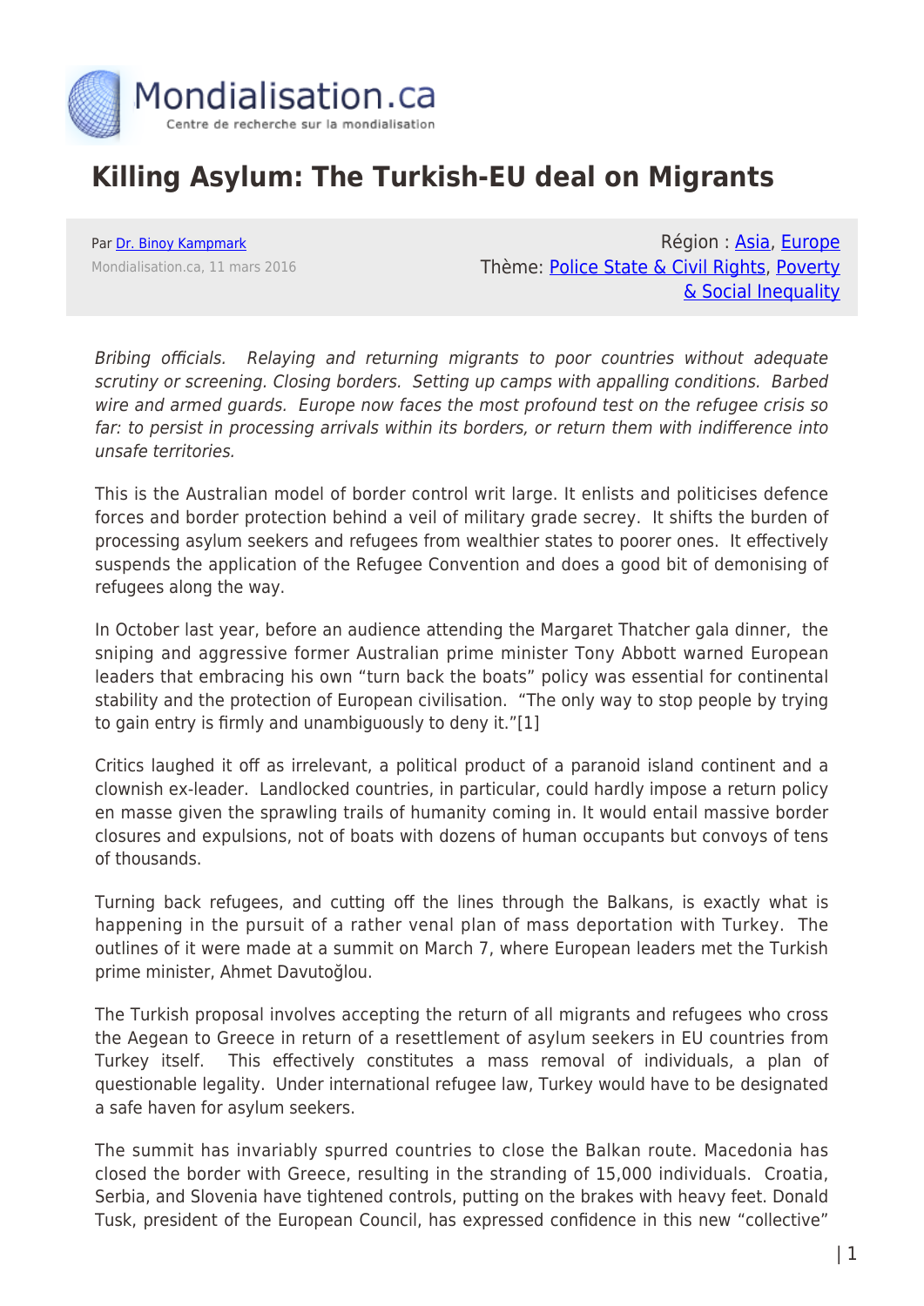# Killing Asylum: The Turkish-EU deal on Migrants

Par Dr. Binoy Kampmark
Mondialisation.ca, 11 mars 2016

Région : Asia, Europe
Thème: Police State & Civil Rights, Poverty & Social Inequality

*Bribing officials. Relaying and returning migrants to poor countries without adequate scrutiny or screening. Closing borders. Setting up camps with appalling conditions. Barbed wire and armed guards. Europe now faces the most profound test on the refugee crisis so far: to persist in processing arrivals within its borders, or return them with indifference into unsafe territories.*

This is the Australian model of border control writ large. It enlists and politicises defence forces and border protection behind a veil of military grade secrey. It shifts the burden of processing asylum seekers and refugees from wealthier states to poorer ones. It effectively suspends the application of the Refugee Convention and does a good bit of demonising of refugees along the way.

In October last year, before an audience attending the Margaret Thatcher gala dinner, the sniping and aggressive former Australian prime minister Tony Abbott warned European leaders that embracing his own "turn back the boats" policy was essential for continental stability and the protection of European civilisation. "The only way to stop people by trying to gain entry is firmly and unambiguously to deny it."[1]

Critics laughed it off as irrelevant, a political product of a paranoid island continent and a clownish ex-leader. Landlocked countries, in particular, could hardly impose a return policy en masse given the sprawling trails of humanity coming in. It would entail massive border closures and expulsions, not of boats with dozens of human occupants but convoys of tens of thousands.

Turning back refugees, and cutting off the lines through the Balkans, is exactly what is happening in the pursuit of a rather venal plan of mass deportation with Turkey. The outlines of it were made at a summit on March 7, where European leaders met the Turkish prime minister, Ahmet Davutoğlou.

The Turkish proposal involves accepting the return of all migrants and refugees who cross the Aegean to Greece in return of a resettlement of asylum seekers in EU countries from Turkey itself. This effectively constitutes a mass removal of individuals, a plan of questionable legality. Under international refugee law, Turkey would have to be designated a safe haven for asylum seekers.

The summit has invariably spurred countries to close the Balkan route. Macedonia has closed the border with Greece, resulting in the stranding of 15,000 individuals. Croatia, Serbia, and Slovenia have tightened controls, putting on the brakes with heavy feet. Donald Tusk, president of the European Council, has expressed confidence in this new "collective"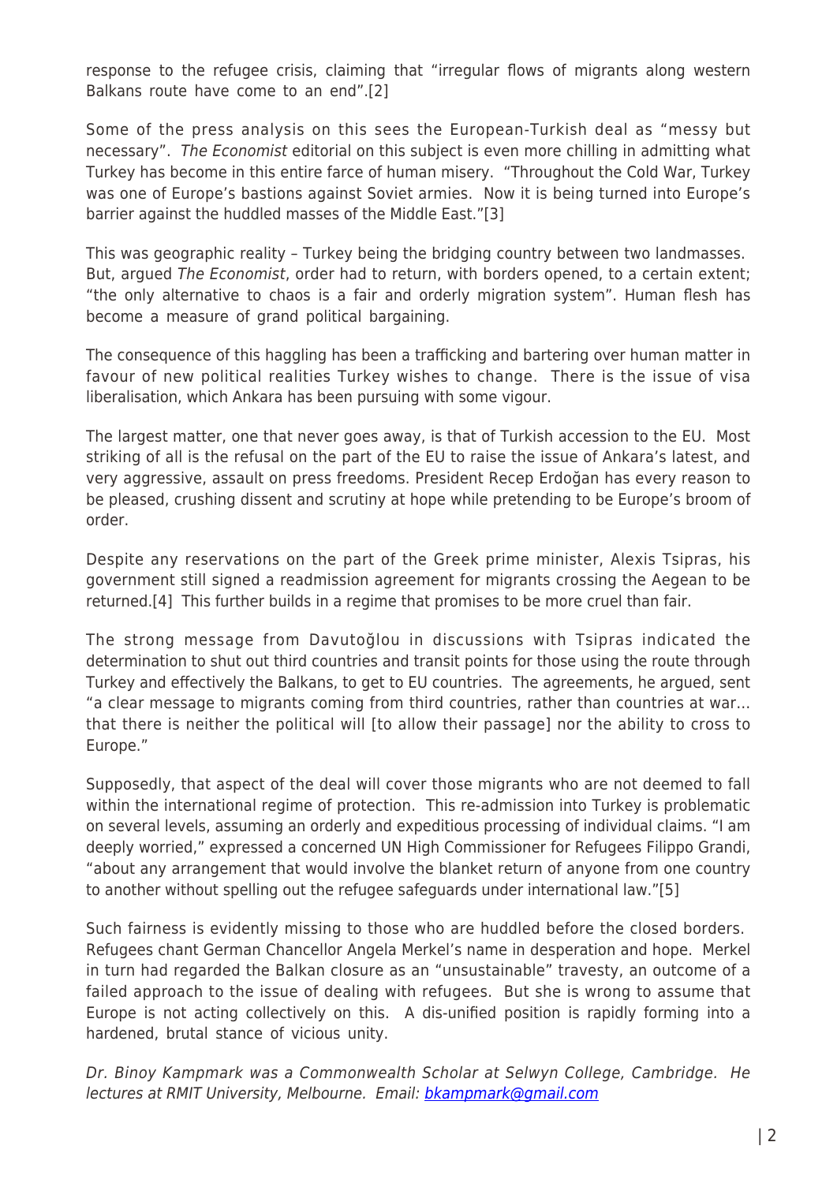response to the refugee crisis, claiming that "irregular flows of migrants along western Balkans route have come to an end".[2]

Some of the press analysis on this sees the European-Turkish deal as "messy but necessary". *The Economist* editorial on this subject is even more chilling in admitting what Turkey has become in this entire farce of human misery. "Throughout the Cold War, Turkey was one of Europe's bastions against Soviet armies. Now it is being turned into Europe's barrier against the huddled masses of the Middle East."[3]

This was geographic reality – Turkey being the bridging country between two landmasses. But, argued *The Economist*, order had to return, with borders opened, to a certain extent; "the only alternative to chaos is a fair and orderly migration system". Human flesh has become a measure of grand political bargaining.

The consequence of this haggling has been a trafficking and bartering over human matter in favour of new political realities Turkey wishes to change. There is the issue of visa liberalisation, which Ankara has been pursuing with some vigour.

The largest matter, one that never goes away, is that of Turkish accession to the EU. Most striking of all is the refusal on the part of the EU to raise the issue of Ankara's latest, and very aggressive, assault on press freedoms. President Recep Erdoğan has every reason to be pleased, crushing dissent and scrutiny at hope while pretending to be Europe's broom of order.

Despite any reservations on the part of the Greek prime minister, Alexis Tsipras, his government still signed a readmission agreement for migrants crossing the Aegean to be returned.[4] This further builds in a regime that promises to be more cruel than fair.

The strong message from Davutoğlou in discussions with Tsipras indicated the determination to shut out third countries and transit points for those using the route through Turkey and effectively the Balkans, to get to EU countries. The agreements, he argued, sent "a clear message to migrants coming from third countries, rather than countries at war… that there is neither the political will [to allow their passage] nor the ability to cross to Europe."

Supposedly, that aspect of the deal will cover those migrants who are not deemed to fall within the international regime of protection. This re-admission into Turkey is problematic on several levels, assuming an orderly and expeditious processing of individual claims. "I am deeply worried," expressed a concerned UN High Commissioner for Refugees Filippo Grandi, "about any arrangement that would involve the blanket return of anyone from one country to another without spelling out the refugee safeguards under international law."[5]

Such fairness is evidently missing to those who are huddled before the closed borders. Refugees chant German Chancellor Angela Merkel's name in desperation and hope. Merkel in turn had regarded the Balkan closure as an "unsustainable" travesty, an outcome of a failed approach to the issue of dealing with refugees. But she is wrong to assume that Europe is not acting collectively on this. A dis-unified position is rapidly forming into a hardened, brutal stance of vicious unity.

*Dr. Binoy Kampmark was a Commonwealth Scholar at Selwyn College, Cambridge. He lectures at RMIT University, Melbourne. Email: [bkampmark@gmail.com](mailto:bkampmark@gmail.com)*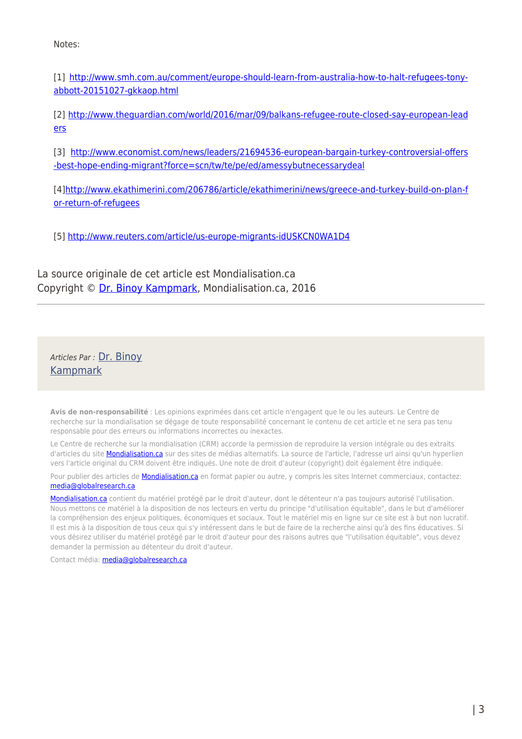Notes:

[1] http://www.smh.com.au/comment/europe-should-learn-from-australia-how-to-halt-refugees-tony-abbott-20151027-gkkaop.html

[2] http://www.theguardian.com/world/2016/mar/09/balkans-refugee-route-closed-say-european-leaders

[3] http://www.economist.com/news/leaders/21694536-european-bargain-turkey-controversial-offers-best-hope-ending-migrant?force=scn/tw/te/pe/ed/amessybutnecessarydeal

[4] http://www.ekathimerini.com/206786/article/ekathimerini/news/greece-and-turkey-build-on-plan-for-return-of-refugees

[5] http://www.reuters.com/article/us-europe-migrants-idUSKCN0WA1D4

La source originale de cet article est Mondialisation.ca
Copyright © Dr. Binoy Kampmark, Mondialisation.ca, 2016

---

*Articles Par :* Dr. Binoy Kampmark

**Avis de non-responsabilité** : Les opinions exprimées dans cet article n'engagent que le ou les auteurs. Le Centre de recherche sur la mondialisation se dégage de toute responsabilité concernant le contenu de cet article et ne sera pas tenu responsable pour des erreurs ou informations incorrectes ou inexactes.

Le Centre de recherche sur la mondialisation (CRM) accorde la permission de reproduire la version intégrale ou des extraits d'articles du site Mondialisation.ca sur des sites de médias alternatifs. La source de l'article, l'adresse url ainsi qu'un hyperlien vers l'article original du CRM doivent être indiqués. Une note de droit d'auteur (copyright) doit également être indiquée.

Pour publier des articles de Mondialisation.ca en format papier ou autre, y compris les sites Internet commerciaux, contactez: media@globalresearch.ca

Mondialisation.ca contient du matériel protégé par le droit d'auteur, dont le détenteur n'a pas toujours autorisé l'utilisation. Nous mettons ce matériel à la disposition de nos lecteurs en vertu du principe "d'utilisation équitable", dans le but d'améliorer la compréhension des enjeux politiques, économiques et sociaux. Tout le matériel mis en ligne sur ce site est à but non lucratif. Il est mis à la disposition de tous ceux qui s'y intéressent dans le but de faire de la recherche ainsi qu'à des fins éducatives. Si vous désirez utiliser du matériel protégé par le droit d'auteur pour des raisons autres que "l'utilisation équitable", vous devez demander la permission au détenteur du droit d'auteur.

Contact média: media@globalresearch.ca